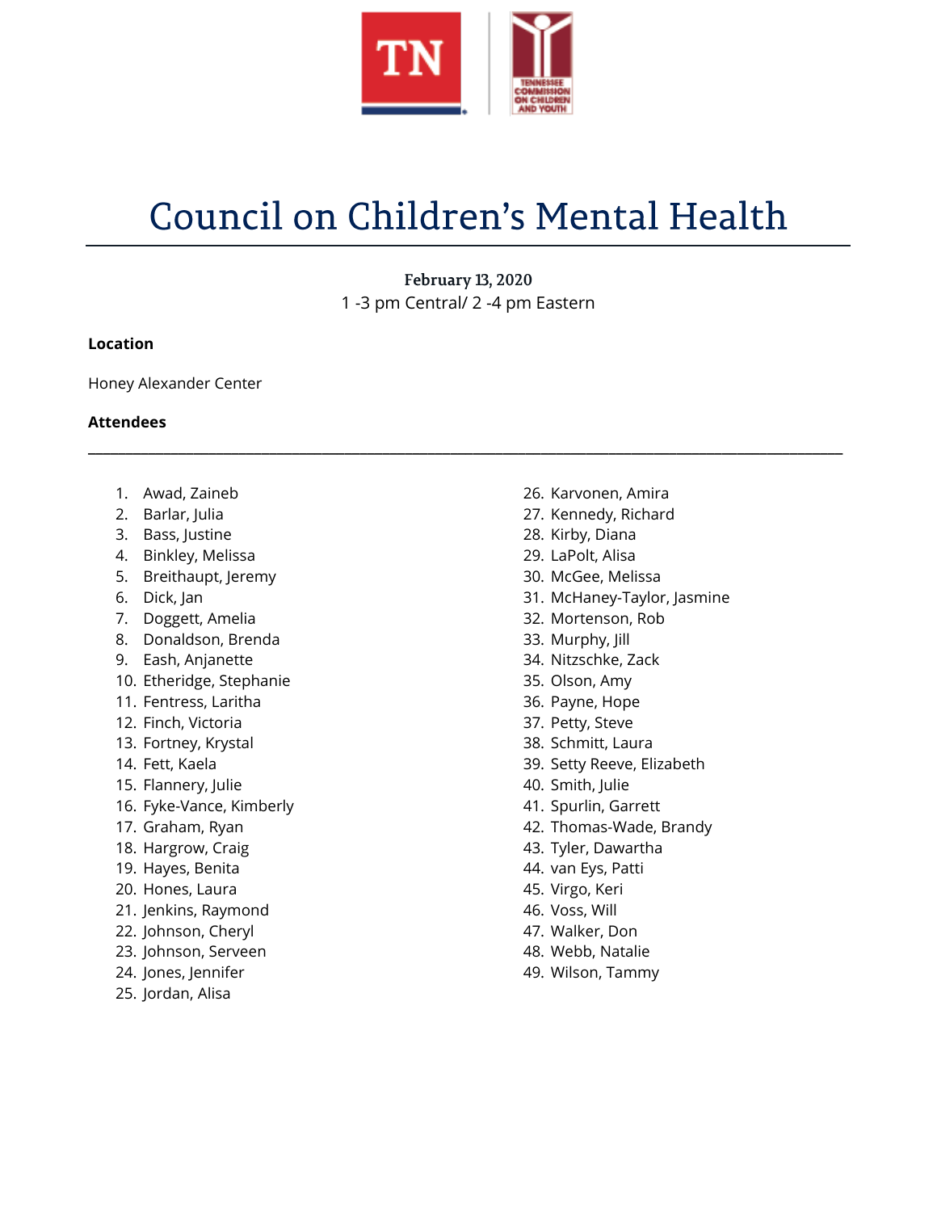# Council on Children's Mental Health

**February 13, 2020**
1 -3 pm Central/ 2 -4 pm Eastern

**Location**

Honey Alexander Center

**Attendees**

---

1. Awad, Zaineb
2. Barlar, Julia
3. Bass, Justine
4. Binkley, Melissa
5. Breithaupt, Jeremy
6. Dick, Jan
7. Doggett, Amelia
8. Donaldson, Brenda
9. Eash, Anjanette
10. Etheridge, Stephanie
11. Fentress, Laritha
12. Finch, Victoria
13. Fortney, Krystal
14. Fett, Kaela
15. Flannery, Julie
16. Fyke-Vance, Kimberly
17. Graham, Ryan
18. Hargrow, Craig
19. Hayes, Benita
20. Hones, Laura
21. Jenkins, Raymond
22. Johnson, Cheryl
23. Johnson, Serveen
24. Jones, Jennifer
25. Jordan, Alisa
26. Karvonen, Amira
27. Kennedy, Richard
28. Kirby, Diana
29. LaPolt, Alisa
30. McGee, Melissa
31. McHaney-Taylor, Jasmine
32. Mortenson, Rob
33. Murphy, Jill
34. Nitzschke, Zack
35. Olson, Amy
36. Payne, Hope
37. Petty, Steve
38. Schmitt, Laura
39. Setty Reeve, Elizabeth
40. Smith, Julie
41. Spurlin, Garrett
42. Thomas-Wade, Brandy
43. Tyler, Dawartha
44. van Eys, Patti
45. Virgo, Keri
46. Voss, Will
47. Walker, Don
48. Webb, Natalie
49. Wilson, Tammy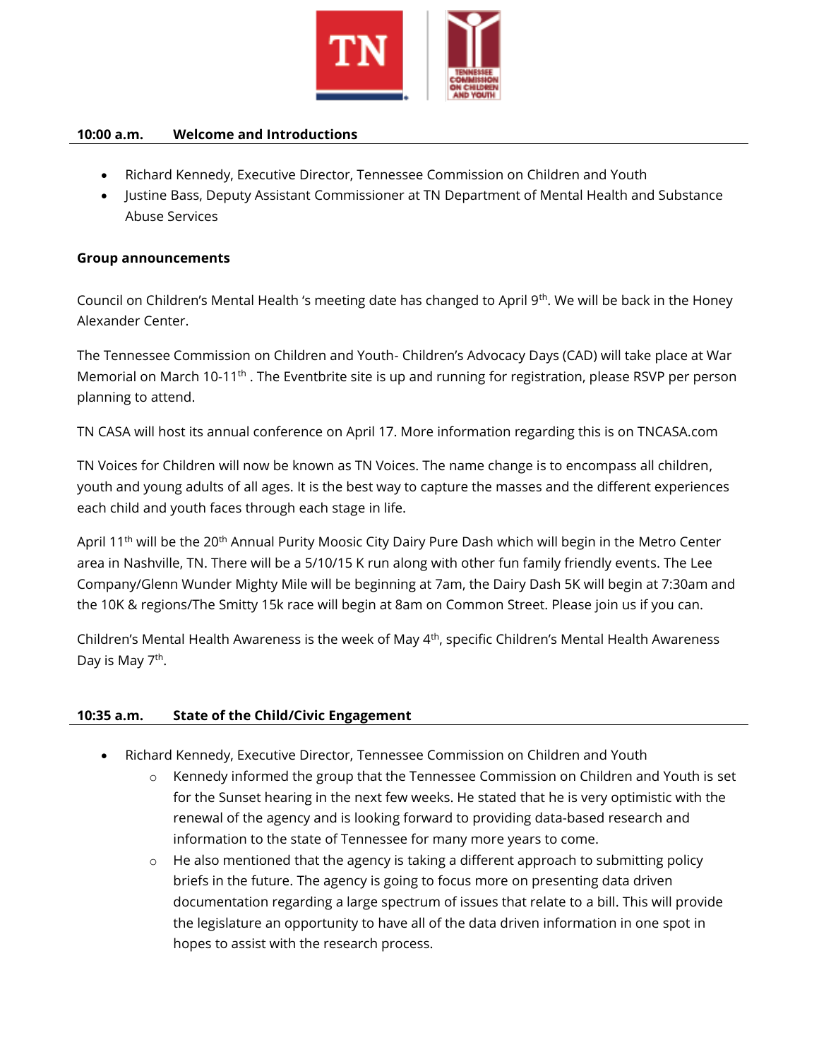## 10:00 a.m. Welcome and Introductions

- Richard Kennedy, Executive Director, Tennessee Commission on Children and Youth
- Justine Bass, Deputy Assistant Commissioner at TN Department of Mental Health and Substance Abuse Services

**Group announcements**

Council on Children's Mental Health 's meeting date has changed to April 9th. We will be back in the Honey Alexander Center.

The Tennessee Commission on Children and Youth- Children's Advocacy Days (CAD) will take place at War Memorial on March 10-11th . The Eventbrite site is up and running for registration, please RSVP per person planning to attend.

TN CASA will host its annual conference on April 17. More information regarding this is on TNCASA.com

TN Voices for Children will now be known as TN Voices. The name change is to encompass all children, youth and young adults of all ages. It is the best way to capture the masses and the different experiences each child and youth faces through each stage in life.

April 11th will be the 20th Annual Purity Moosic City Dairy Pure Dash which will begin in the Metro Center area in Nashville, TN. There will be a 5/10/15 K run along with other fun family friendly events. The Lee Company/Glenn Wunder Mighty Mile will be beginning at 7am, the Dairy Dash 5K will begin at 7:30am and the 10K & regions/The Smitty 15k race will begin at 8am on Common Street. Please join us if you can.

Children's Mental Health Awareness is the week of May 4th, specific Children's Mental Health Awareness Day is May 7th.

## 10:35 a.m. State of the Child/Civic Engagement

- Richard Kennedy, Executive Director, Tennessee Commission on Children and Youth
  - Kennedy informed the group that the Tennessee Commission on Children and Youth is set for the Sunset hearing in the next few weeks. He stated that he is very optimistic with the renewal of the agency and is looking forward to providing data-based research and information to the state of Tennessee for many more years to come.
  - He also mentioned that the agency is taking a different approach to submitting policy briefs in the future. The agency is going to focus more on presenting data driven documentation regarding a large spectrum of issues that relate to a bill. This will provide the legislature an opportunity to have all of the data driven information in one spot in hopes to assist with the research process.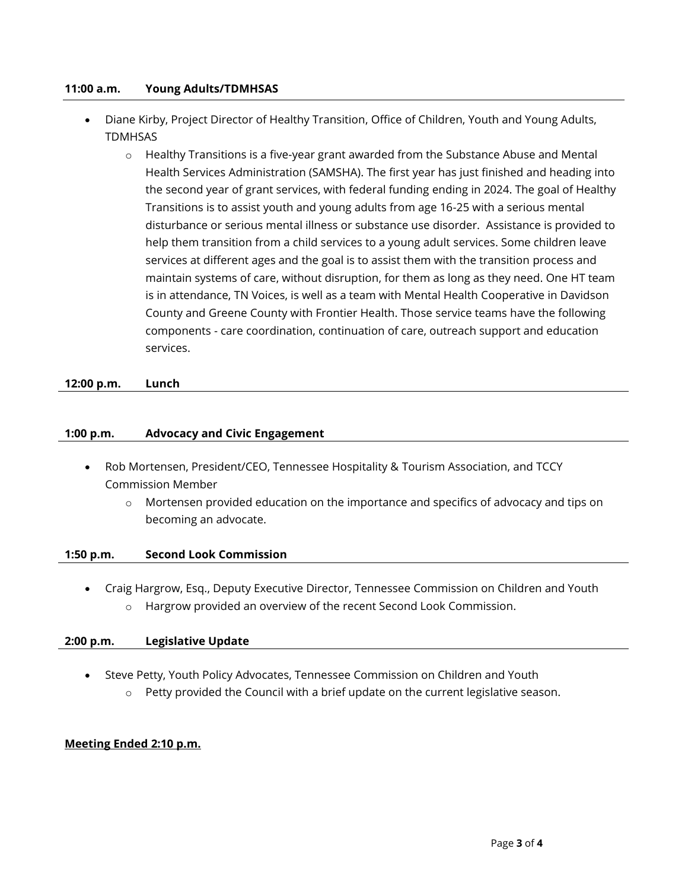**11:00 a.m. Young Adults/TDMHSAS**

- Diane Kirby, Project Director of Healthy Transition, Office of Children, Youth and Young Adults, TDMHSAS
  - Healthy Transitions is a five-year grant awarded from the Substance Abuse and Mental Health Services Administration (SAMSHA). The first year has just finished and heading into the second year of grant services, with federal funding ending in 2024. The goal of Healthy Transitions is to assist youth and young adults from age 16-25 with a serious mental disturbance or serious mental illness or substance use disorder. Assistance is provided to help them transition from a child services to a young adult services. Some children leave services at different ages and the goal is to assist them with the transition process and maintain systems of care, without disruption, for them as long as they need. One HT team is in attendance, TN Voices, is well as a team with Mental Health Cooperative in Davidson County and Greene County with Frontier Health. Those service teams have the following components - care coordination, continuation of care, outreach support and education services.

**12:00 p.m. Lunch**

**1:00 p.m. Advocacy and Civic Engagement**

- Rob Mortensen, President/CEO, Tennessee Hospitality & Tourism Association, and TCCY Commission Member
  - Mortensen provided education on the importance and specifics of advocacy and tips on becoming an advocate.

**1:50 p.m. Second Look Commission**

- Craig Hargrow, Esq., Deputy Executive Director, Tennessee Commission on Children and Youth
  - Hargrow provided an overview of the recent Second Look Commission.

**2:00 p.m. Legislative Update**

- Steve Petty, Youth Policy Advocates, Tennessee Commission on Children and Youth
  - Petty provided the Council with a brief update on the current legislative season.

**Meeting Ended 2:10 p.m.**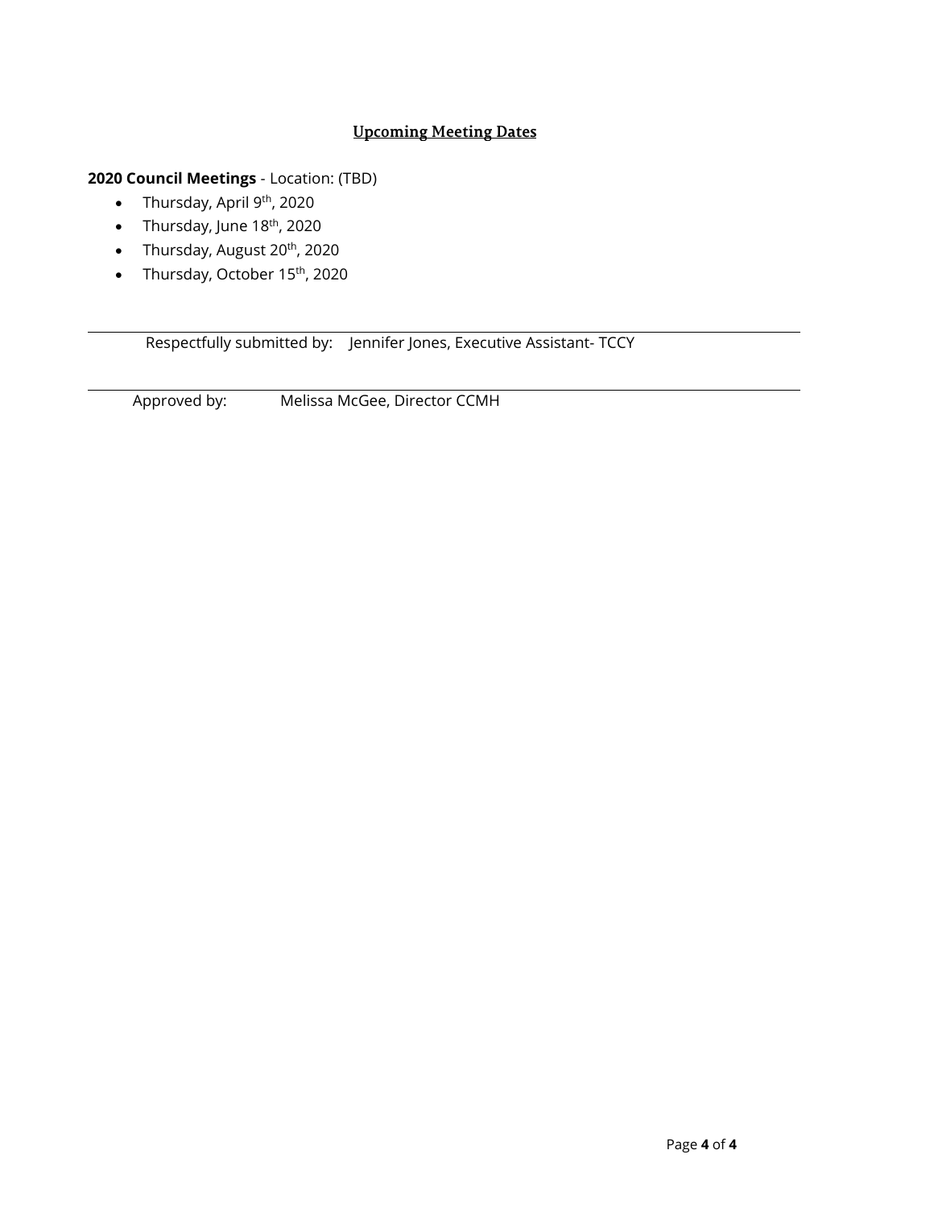## Upcoming Meeting Dates

**2020 Council Meetings** - Location: (TBD)

- Thursday, April 9th, 2020
- Thursday, June 18th, 2020
- Thursday, August 20th, 2020
- Thursday, October 15th, 2020

---

Respectfully submitted by: Jennifer Jones, Executive Assistant- TCCY

---

Approved by: Melissa McGee, Director CCMH